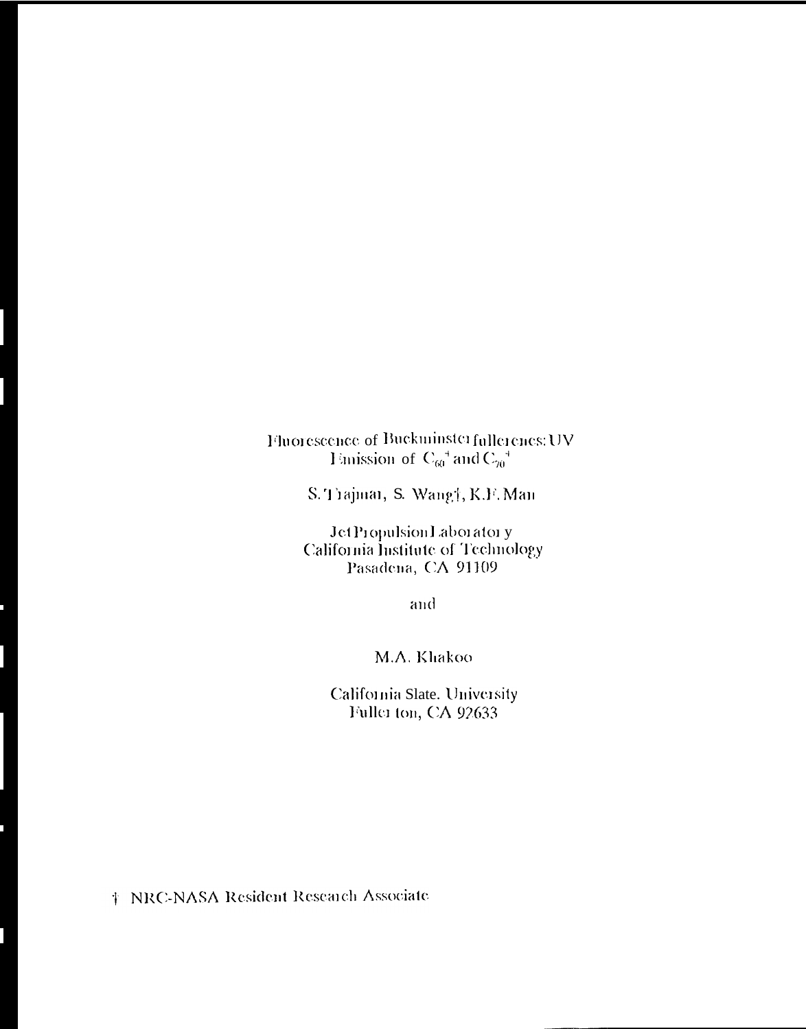# Fluorescence of Buckminsterfullerenes: UV Emission of $C_{60}^+$ and $C_{70}^+$

S. Trajmar, S. Wang†, K.F. Man

Jet Propulsion Laboratory
California Institute of Technology
Pasadena, CA 91109

and

M.A. Khakoo

California Slate. University
Fullerton, CA 92633

† NRC-NASA Resident Research Associate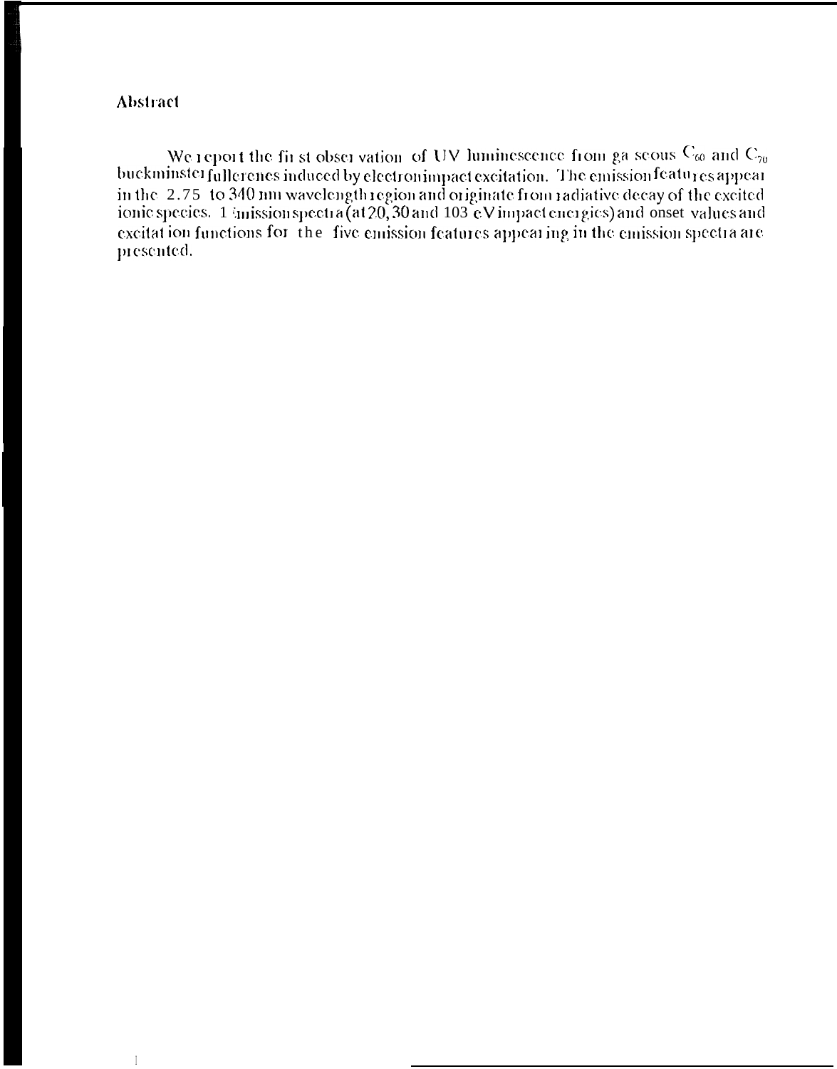## Abstract

We report the first observation of UV luminescence from gaseous $C_{60}$ and $C_{70}$ buckminsterfullerenes induced by electron impact excitation. The emission features appear in the 2.75 to 340 nm wavelength region and originate from radiative decay of the excited ionic species. Emission spectra (at 20, 30 and 103 eV impact energies) and onset values and excitation functions for the five emission features appearing in the emission spectra are presented.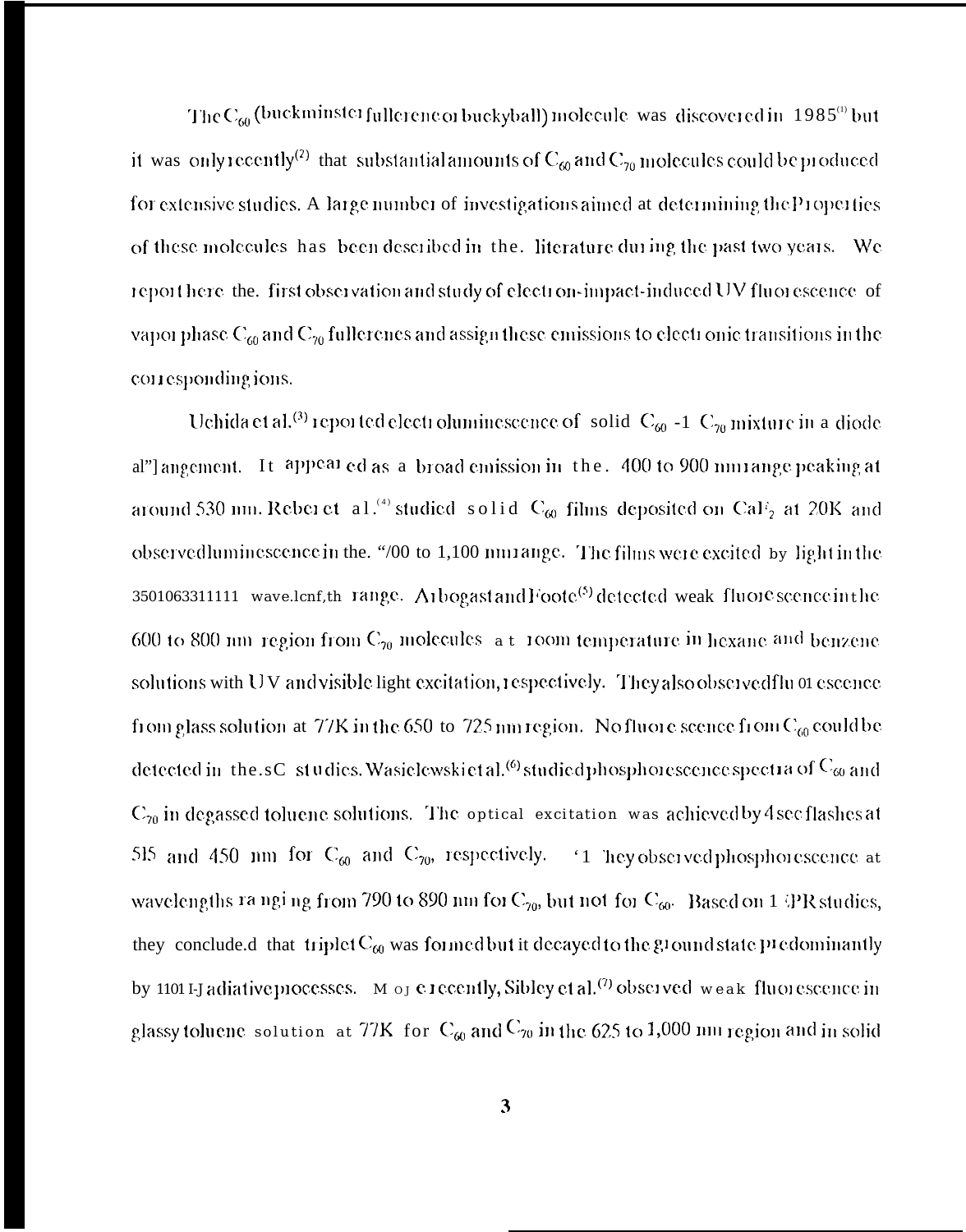The $C_{60}$ (buckminster fullerene or buckyball) molecule was discovered in 1985[1] but it was only recently[2] that substantial amounts of $C_{60}$ and $C_{70}$ molecules could be produced for extensive studies. A large number of investigations aimed at determining the Properties of these molecules has been described in the. literature during the past two years. We report here the. first observation and study of electron-impact-induced UV fluorescence of vapor phase $C_{60}$ and $C_{70}$ fullerenes and assign these emissions to electronic transitions in the corresponding ions.

Uchida et al.[3] reported electroluminescence of solid $C_{60}$ -1 $C_{70}$ mixture in a diode al"]angement. It appeared as a broad emission in the. 400 to 900 nm range peaking at around 530 nm. Reber et al.[4] studied solid $C_{60}$ films deposited on $CaF_2$ at 20K and observed luminescence in the. "/00 to 1,100 nm range. The films were excited by light in the 3501063311111 wave.lcnf,th range. Arbogast and Foote[5] detected weak fluorescence in the 600 to 800 nm region from $C_{70}$ molecules at room temperature in hexane and benzene solutions with UV and visible light excitation, respectively. They also observed fluorescence from glass solution at 77K in the 650 to 725 nm region. No fluorescence from $C_{60}$ could be detected in the.sC studies. Wasielewski et al.[6] studied phosphorescence spectra of $C_{60}$ and $C_{70}$ in degassed toluene solutions. The optical excitation was achieved by 4 sec flashes at 515 and 450 nm for $C_{60}$ and $C_{70}$, respectively. They observed phosphorescence at wavelengths ranging from 790 to 890 nm for $C_{70}$, but not for $C_{60}$. Based on EPR studies, they conclude.d that triplet $C_{60}$ was formed but it decayed to the ground state predominantly by nonradiative processes. More recently, Sibley et al.[7] observed weak fluorescence in glassy toluene solution at 77K for $C_{60}$ and $C_{70}$ in the 625 to 1,000 nm region and in solid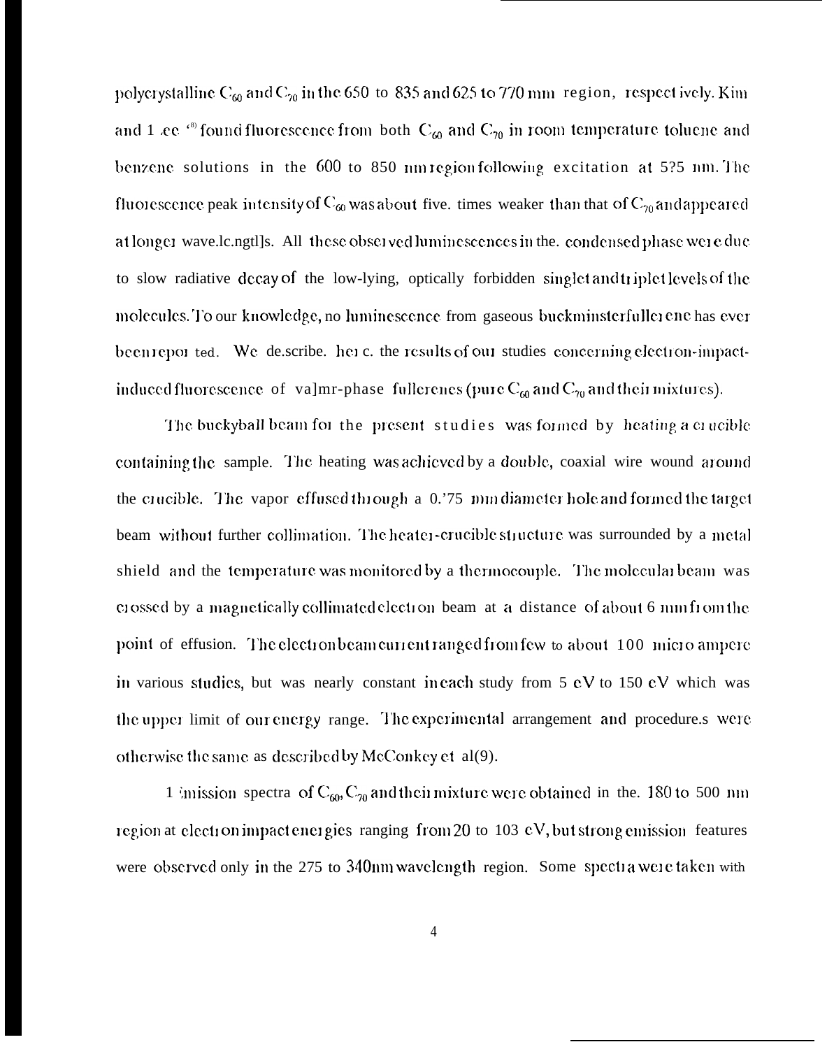polycrystalline $C_{60}$ and $C_{70}$ in the 650 to 835 and 625 to 770 nm region, respectively. Kim and Lee [8] found fluorescence from both $C_{60}$ and $C_{70}$ in room temperature toluene and benzene solutions in the 600 to 850 nm region following excitation at 5?5 nm. The fluorescence peak intensity of $C_{60}$ was about five. times weaker than that of $C_{70}$ and appeared at longer wave.lengths. All these observed luminescences in the. condensed phase were due to slow radiative decay of the low-lying, optically forbidden singlet and triplet levels of the molecules. To our knowledge, no luminescence from gaseous buckminsterfullerene has ever been reported. We de.scribe. here the results of our studies concerning electron-impact-induced fluorescence of vapor-phase fullerenes (pure $C_{60}$ and $C_{70}$ and their mixtures).

The buckyball beam for the present studies was formed by heating a crucible containing the sample. The heating was achieved by a double, coaxial wire wound around the crucible. The vapor effused through a 0.'75 mm diameter hole and formed the target beam without further collimation. The heater-crucible structure was surrounded by a metal shield and the temperature was monitored by a thermocouple. The molecular beam was crossed by a magnetically collimated electron beam at a distance of about 6 mm from the point of effusion. The electron beam current ranged from few to about 100 micro ampere in various studies, but was nearly constant in each study from 5 eV to 150 eV which was the upper limit of our energy range. The experimental arrangement and procedure.s were otherwise the same as described by McConkey et al(9).

Emission spectra of $C_{60}$, $C_{70}$ and their mixture were obtained in the. 180 to 500 nm region at electron impact energies ranging from 20 to 103 eV, but strong emission features were observed only in the 275 to 340nm wavelength region. Some spectra were taken with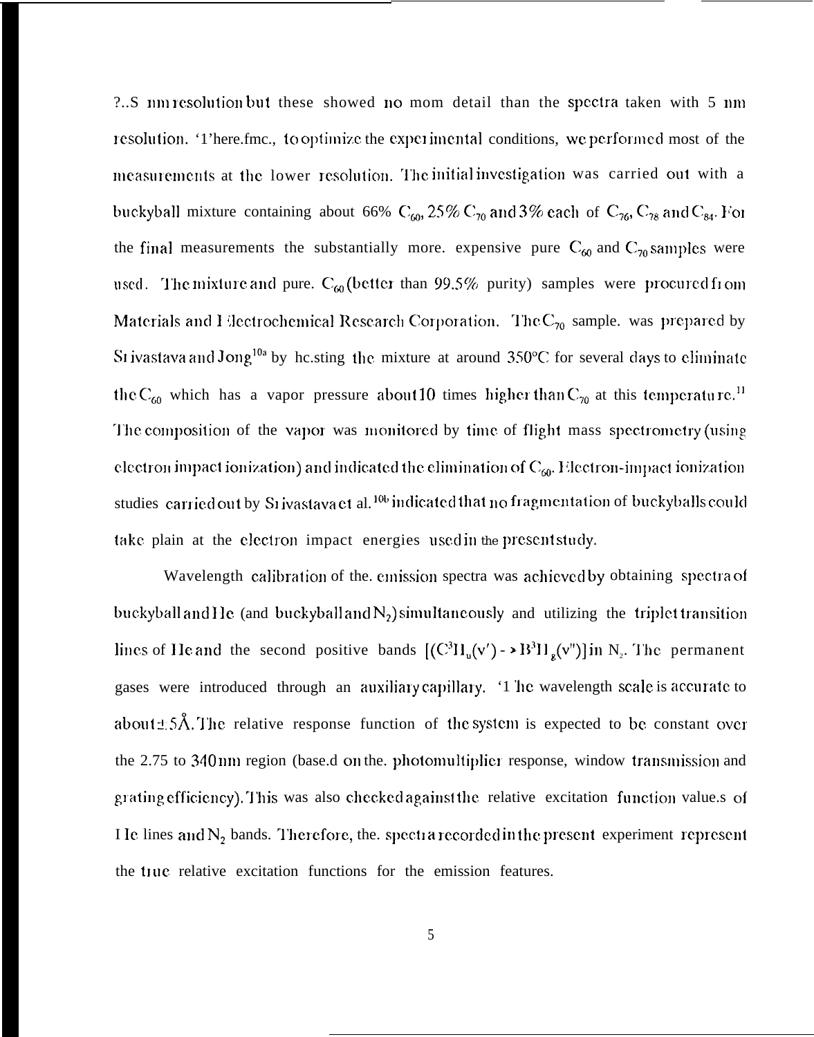?..S nm resolution but these showed no mom detail than the spectra taken with 5 nm resolution. '1'here.fmc., to optimize the experimental conditions, we performed most of the measurements at the lower resolution. The initial investigation was carried out with a buckyball mixture containing about 66% $C_{60}$, 25% $C_{70}$ and 3% each of $C_{76}$, $C_{78}$ and $C_{84}$. For the final measurements the substantially more. expensive pure $C_{60}$ and $C_{70}$ samples were used. The mixture and pure. $C_{60}$ (better than 99.5% purity) samples were procured from Materials and Electrochemical Research Corporation. The $C_{70}$ sample. was prepared by Srivastava and Jong[10a] by hc.sting the mixture at around 350°C for several days to eliminate the $C_{60}$ which has a vapor pressure about 10 times higher than $C_{70}$ at this temperature.[11] The composition of the vapor was monitored by time of flight mass spectrometry (using electron impact ionization) and indicated the elimination of $C_{60}$. Electron-impact ionization studies carried out by Srivastava et al.[10b] indicated that no fragmentation of buckyballs could take plain at the electron impact energies used in the present study.

Wavelength calibration of the. emission spectra was achieved by obtaining spectra of buckyball and He (and buckyball and $N_2$) simultaneously and utilizing the triplet transition lines of He and the second positive bands $[(C^3\Pi_u(v') \rightarrow B^3\Pi_g(v'')]$ in $N_2$. The permanent gases were introduced through an auxiliary capillary. '1 'he wavelength scale is accurate to about ±.5Å. The relative response function of the system is expected to be constant over the 2.75 to 340 nm region (base.d on the. photomultiplier response, window transmission and grating efficiency). This was also checked against the relative excitation function value.s of He lines and $N_2$ bands. Therefore, the. spectra recorded in the present experiment represent the true relative excitation functions for the emission features.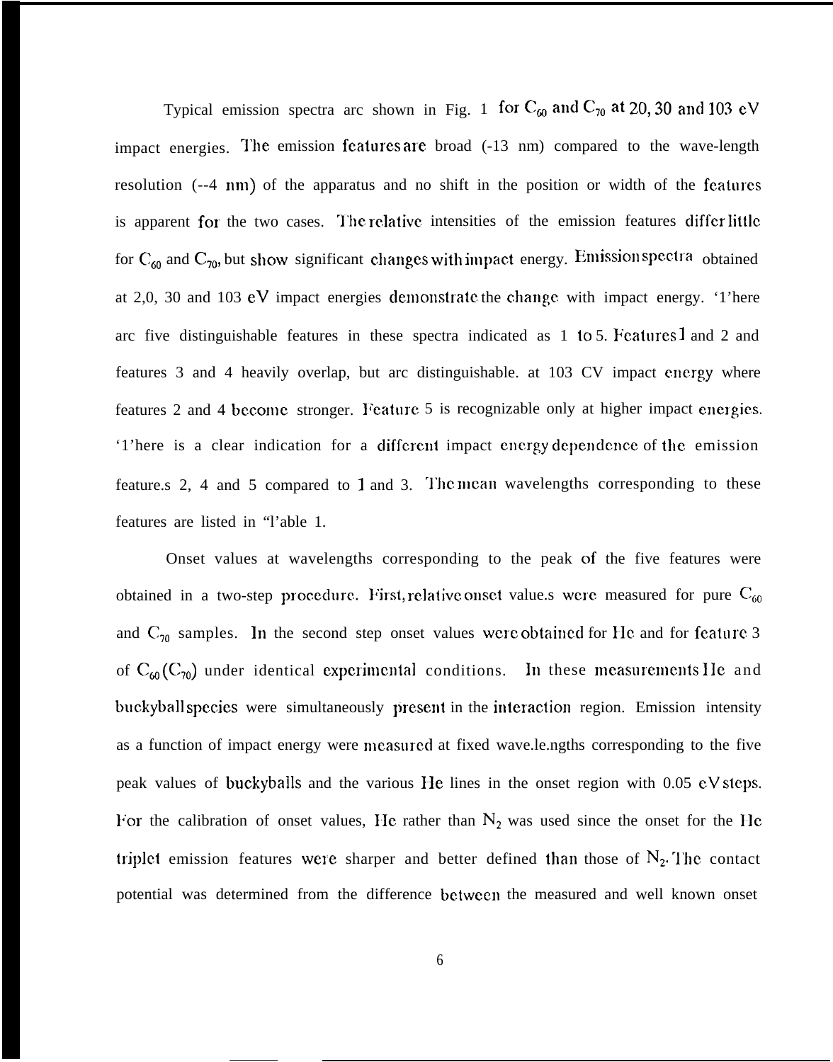Typical emission spectra arc shown in Fig. 1 for $C_{60}$ and $C_{70}$ at 20, 30 and 103 eV impact energies. The emission features are broad (-13 nm) compared to the wave-length resolution (--4 nm) of the apparatus and no shift in the position or width of the features is apparent for the two cases. The relative intensities of the emission features differ little for $C_{60}$ and $C_{70}$, but show significant changes with impact energy. Emission spectra obtained at 2,0, 30 and 103 eV impact energies demonstrate the change with impact energy. '1'here arc five distinguishable features in these spectra indicated as 1 to 5. Features 1 and 2 and features 3 and 4 heavily overlap, but arc distinguishable. at 103 CV impact energy where features 2 and 4 become stronger. Feature 5 is recognizable only at higher impact energies. '1'here is a clear indication for a different impact energy dependence of the emission feature.s 2, 4 and 5 compared to 1 and 3. The mean wavelengths corresponding to these features are listed in "l'able 1.

Onset values at wavelengths corresponding to the peak of the five features were obtained in a two-step procedure. First, relative onset value.s were measured for pure $C_{60}$ and $C_{70}$ samples. In the second step onset values were obtained for He and for feature 3 of $C_{60}$ ($C_{70}$) under identical experimental conditions. In these measurements He and buckyball species were simultaneously present in the interaction region. Emission intensity as a function of impact energy were measured at fixed wave.le.ngths corresponding to the five peak values of buckyballs and the various He lines in the onset region with 0.05 eV steps. For the calibration of onset values, He rather than $N_2$ was used since the onset for the He triplet emission features were sharper and better defined than those of $N_2$. The contact potential was determined from the difference between the measured and well known onset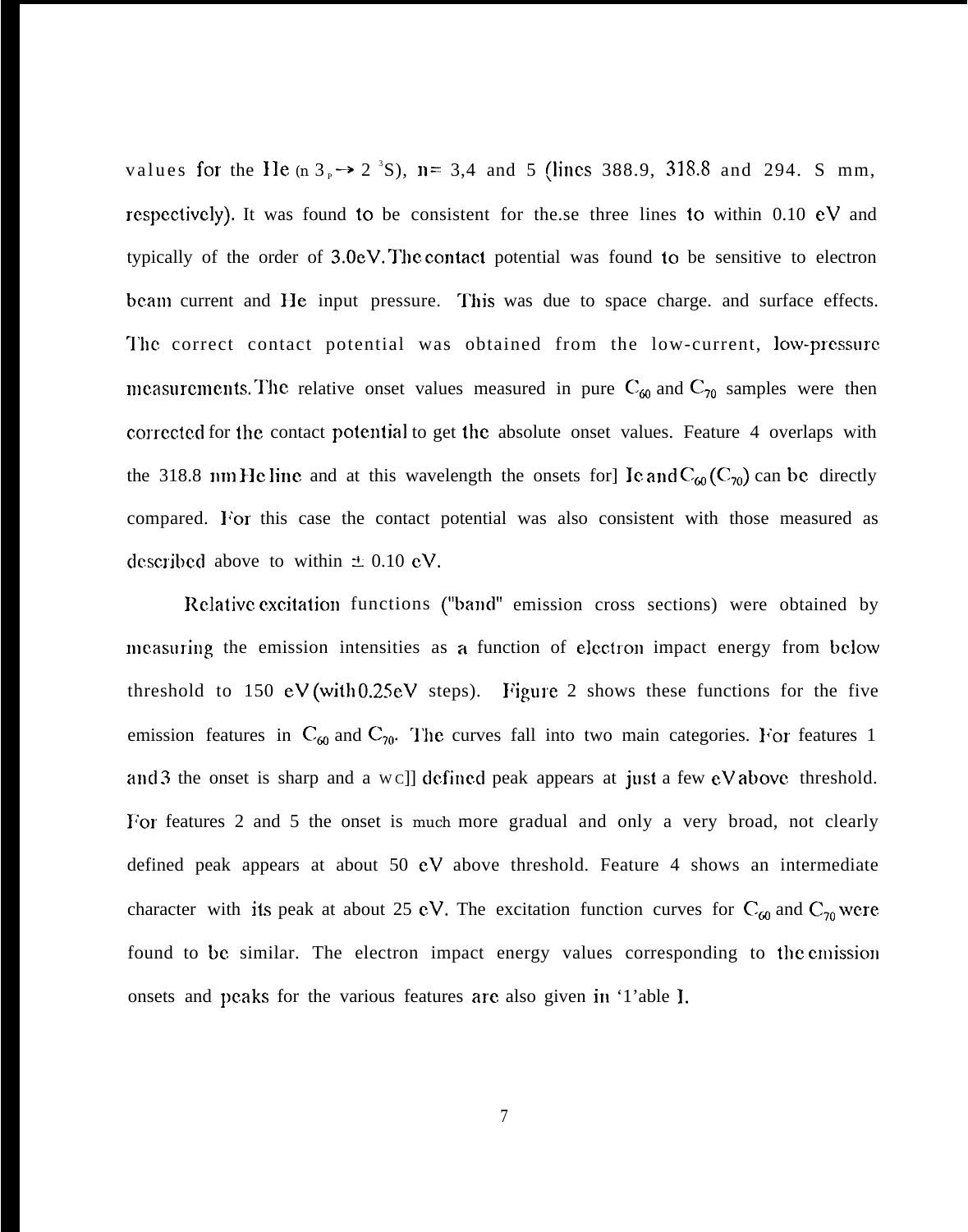values for the He ($n\,^3P \rightarrow 2\,^3S$), n= 3,4 and 5 (lines 388.9, 318.8 and 294. S mm, respectively). It was found to be consistent for these three lines to within 0.10 eV and typically of the order of 3.0eV. The contact potential was found to be sensitive to electron beam current and He input pressure. This was due to space charge. and surface effects. The correct contact potential was obtained from the low-current, low-pressure measurements. The relative onset values measured in pure $C_{60}$ and $C_{70}$ samples were then corrected for the contact potential to get the absolute onset values. Feature 4 overlaps with the 318.8 nm He line and at this wavelength the onsets for] Ic and $C_{60}$ ($C_{70}$) can be directly compared. For this case the contact potential was also consistent with those measured as described above to within ± 0.10 eV.

Relative excitation functions ("band" emission cross sections) were obtained by measuring the emission intensities as a function of electron impact energy from below threshold to 150 eV (with 0.25eV steps). Figure 2 shows these functions for the five emission features in $C_{60}$ and $C_{70}$. The curves fall into two main categories. For features 1 and 3 the onset is sharp and a wc]] defined peak appears at just a few eV above threshold. For features 2 and 5 the onset is much more gradual and only a very broad, not clearly defined peak appears at about 50 eV above threshold. Feature 4 shows an intermediate character with its peak at about 25 eV. The excitation function curves for $C_{60}$ and $C_{70}$ were found to be similar. The electron impact energy values corresponding to the emission onsets and peaks for the various features are also given in '1'able I.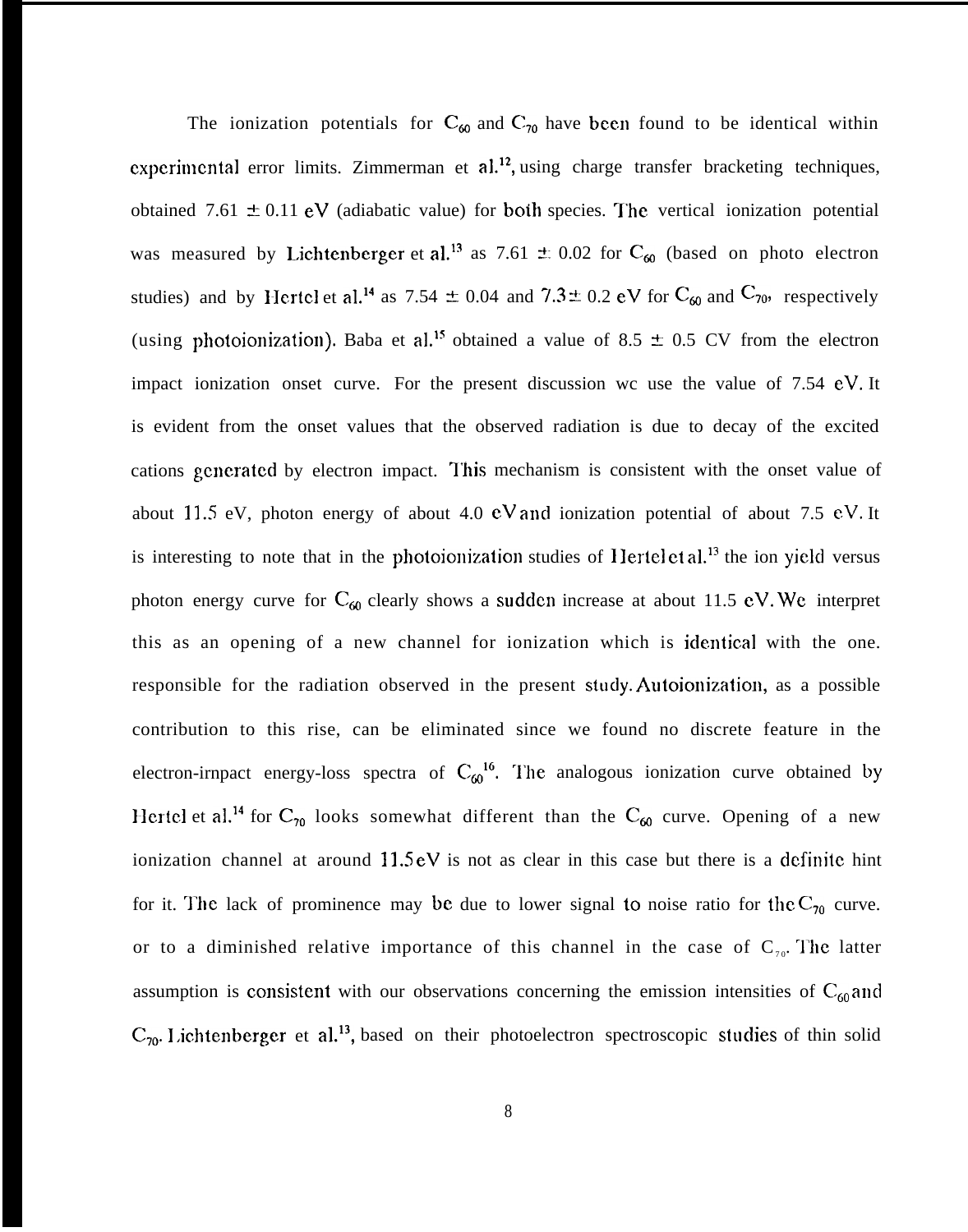The ionization potentials for $C_{60}$ and $C_{70}$ have been found to be identical within experimental error limits. Zimmerman et al.[12], using charge transfer bracketing techniques, obtained 7.61 ± 0.11 eV (adiabatic value) for both species. The vertical ionization potential was measured by Lichtenberger et al.[13] as 7.61 ± 0.02 for $C_{60}$ (based on photo electron studies) and by Hertel et al.[14] as 7.54 ± 0.04 and 7.3 ± 0.2 eV for $C_{60}$ and $C_{70}$, respectively (using photoionization). Baba et al.[15] obtained a value of 8.5 ± 0.5 CV from the electron impact ionization onset curve. For the present discussion wc use the value of 7.54 eV. It is evident from the onset values that the observed radiation is due to decay of the excited cations generated by electron impact. This mechanism is consistent with the onset value of about 11.5 eV, photon energy of about 4.0 eV and ionization potential of about 7.5 eV. It is interesting to note that in the photoionization studies of Hertel et al.[13] the ion yield versus photon energy curve for $C_{60}$ clearly shows a sudden increase at about 11.5 eV. We interpret this as an opening of a new channel for ionization which is identical with the one. responsible for the radiation observed in the present study. Autoionization, as a possible contribution to this rise, can be eliminated since we found no discrete feature in the electron-irnpact energy-loss spectra of $C_{60}$[16]. The analogous ionization curve obtained by Hertel et al.[14] for $C_{70}$ looks somewhat different than the $C_{60}$ curve. Opening of a new ionization channel at around 11.5 eV is not as clear in this case but there is a definite hint for it. The lack of prominence may be due to lower signal to noise ratio for the $C_{70}$ curve. or to a diminished relative importance of this channel in the case of $C_{70}$. The latter assumption is consistent with our observations concerning the emission intensities of $C_{60}$ and $C_{70}$. Lichtenberger et al.[13], based on their photoelectron spectroscopic studies of thin solid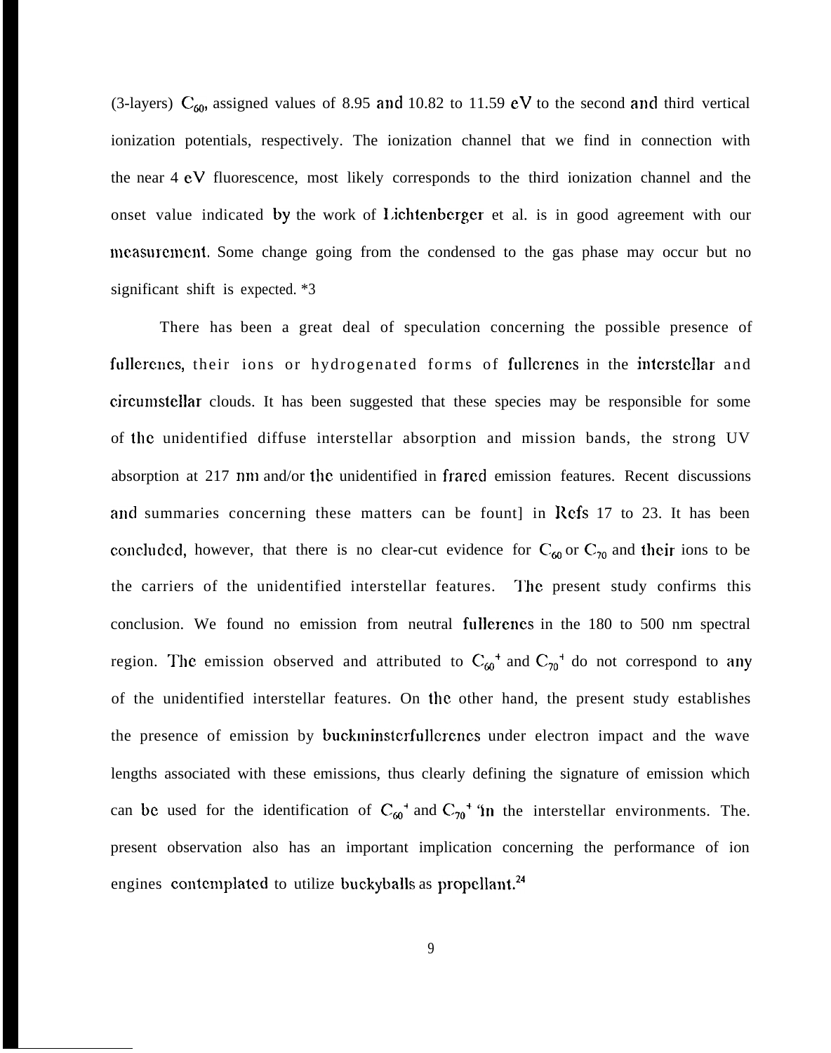(3-layers) $C_{60}$, assigned values of 8.95 and 10.82 to 11.59 eV to the second and third vertical ionization potentials, respectively. The ionization channel that we find in connection with the near 4 eV fluorescence, most likely corresponds to the third ionization channel and the onset value indicated by the work of Lichtenberger et al. is in good agreement with our measurement. Some change going from the condensed to the gas phase may occur but no significant shift is expected. *3

There has been a great deal of speculation concerning the possible presence of fullerenes, their ions or hydrogenated forms of fullerenes in the interstellar and circumstellar clouds. It has been suggested that these species may be responsible for some of the unidentified diffuse interstellar absorption and mission bands, the strong UV absorption at 217 nm and/or the unidentified in frared emission features. Recent discussions and summaries concerning these matters can be fount] in Refs 17 to 23. It has been concluded, however, that there is no clear-cut evidence for $C_{60}$ or $C_{70}$ and their ions to be the carriers of the unidentified interstellar features. The present study confirms this conclusion. We found no emission from neutral fullerenes in the 180 to 500 nm spectral region. The emission observed and attributed to $C_{60}^+$ and $C_{70}^+$ do not correspond to any of the unidentified interstellar features. On the other hand, the present study establishes the presence of emission by buckminsterfullerenes under electron impact and the wave lengths associated with these emissions, thus clearly defining the signature of emission which can be used for the identification of $C_{60}^+$ and $C_{70}^+$ in the interstellar environments. The. present observation also has an important implication concerning the performance of ion engines contemplated to utilize buckyballs as propellant.[24]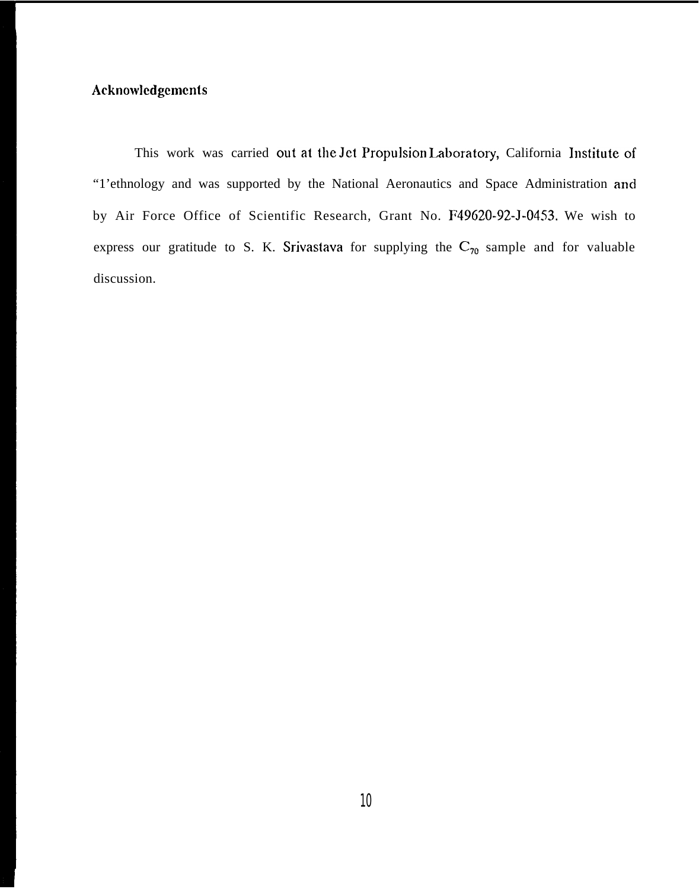## Acknowledgements

This work was carried out at the Jet Propulsion Laboratory, California Institute of "1'ethnology and was supported by the National Aeronautics and Space Administration and by Air Force Office of Scientific Research, Grant No. F49620-92-J-0453. We wish to express our gratitude to S. K. Srivastava for supplying the $C_{70}$ sample and for valuable discussion.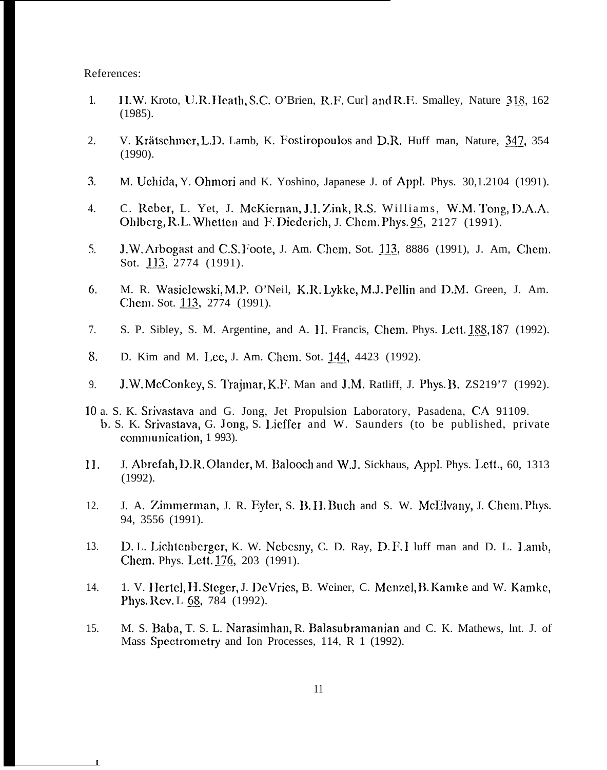References:

1. H.W. Kroto, U.R. Heath, S.C. O'Brien, R.F. Curl and R.E. Smalley, Nature 318, 162 (1985).

2. V. Krätschmer, L.D. Lamb, K. Fostiropoulos and D.R. Huff man, Nature, 347, 354 (1990).

3. M. Uchida, Y. Ohmori and K. Yoshino, Japanese J. of Appl. Phys. 30,1.2104 (1991).

4. C. Reber, L. Yet, J. McKiernan, J.I. Zink, R.S. Williams, W.M. Tong, D.A.A. Ohlberg, R.L. Whetten and F. Diederich, J. Chem. Phys. 95, 2127 (1991).

5. J.W. Arbogast and C.S. Foote, J. Am. Chem. Sot. 113, 8886 (1991), J. Am, Chem. Sot. 113, 2774 (1991).

6. M. R. Wasielewski, M.P. O'Neil, K.R. Lykke, M.J. Pellin and D.M. Green, J. Am. Chem. Sot. 113, 2774 (1991).

7. S. P. Sibley, S. M. Argentine, and A. H. Francis, Chem. Phys. Lett. 188,187 (1992).

8. D. Kim and M. Lee, J. Am. Chem. Sot. 144, 4423 (1992).

9. J.W. McConkey, S. Trajmar, K.F. Man and J.M. Ratliff, J. Phys. B. ZS219'7 (1992).

10 a. S. K. Srivastava and G. Jong, Jet Propulsion Laboratory, Pasadena, CA 91109.
   b. S. K. Srivastava, G. Jong, S. Lieffer and W. Saunders (to be published, private communication, 1 993).

11. J. Abrefah, D.R. Olander, M. Balooch and W.J. Sickhaus, Appl. Phys. Lett., 60, 1313 (1992).

12. J. A. Zimmerman, J. R. Eyler, S. B. H. Buch and S. W. McElvany, J. Chem. Phys. 94, 3556 (1991).

13. D. L. Lichtenberger, K. W. Nebesny, C. D. Ray, D. F. I luff man and D. L. Lamb, Chem. Phys. Lett. 176, 203 (1991).

14. 1. V. Hertel, H. Steger, J. DeVries, B. Weiner, C. Menzel, B. Kamke and W. Kamke, Phys. Rev. L 68, 784 (1992).

15. M. S. Baba, T. S. L. Narasimhan, R. Balasubramanian and C. K. Mathews, lnt. J. of Mass Spectrometry and Ion Processes, 114, R 1 (1992).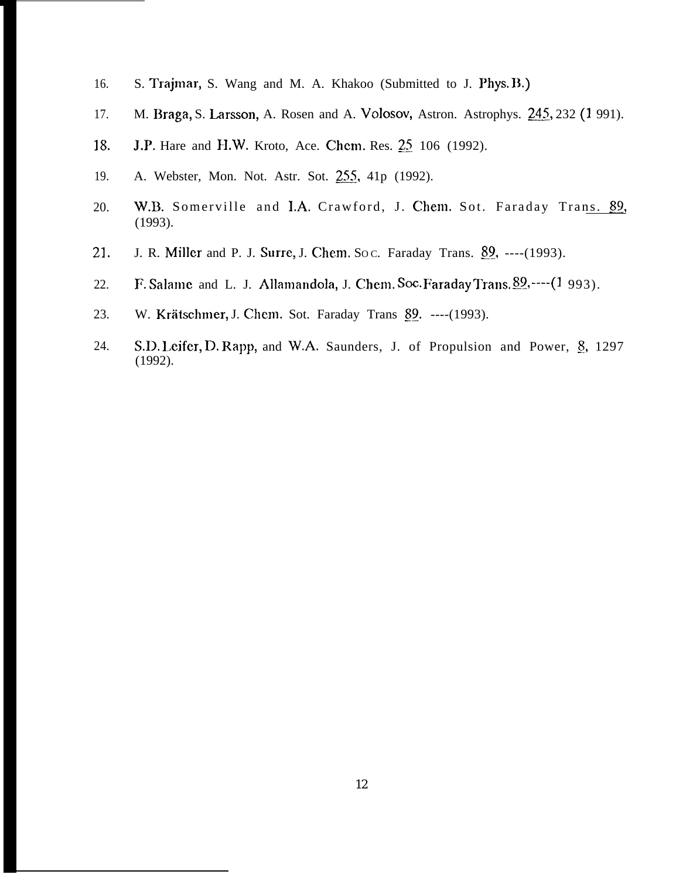16. S. Trajmar, S. Wang and M. A. Khakoo (Submitted to J. Phys. B.)

17. M. Braga, S. Larsson, A. Rosen and A. Volosov, Astron. Astrophys. 245, 232 (1 991).

18. J.P. Hare and H.W. Kroto, Ace. Chem. Res. 25 106 (1992).

19. A. Webster, Mon. Not. Astr. Sot. 255, 41p (1992).

20. W.B. Somerville and I.A. Crawford, J. Chem. Sot. Faraday Trans. 89, (1993).

21. J. R. Miller and P. J. Surre, J. Chem. Soc. Faraday Trans. 89, ----(1993).

22. F. Salame and L. J. Allamandola, J. Chem. Soc. Faraday Trans. 89, ----(1 993).

23. W. Krätschmer, J. Chem. Sot. Faraday Trans 89. ----(1993).

24. S.D. Leifer, D. Rapp, and W.A. Saunders, J. of Propulsion and Power, 8, 1297 (1992).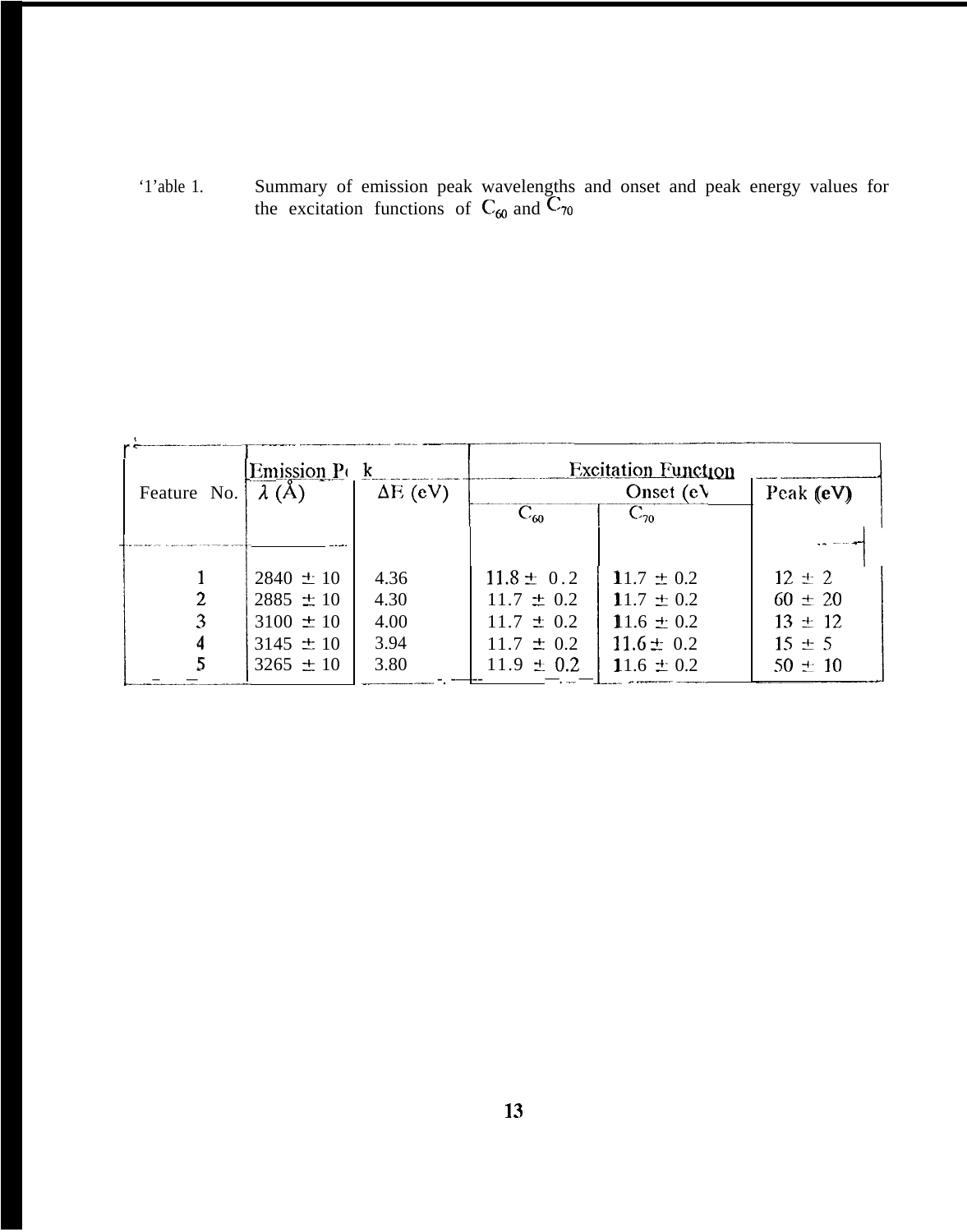Table 1. Summary of emission peak wavelengths and onset and peak energy values for the excitation functions of $C_{60}$ and $C_{70}$

| Feature No. | Emission Peak | | Excitation Function | | |
|---|---|---|---|---|---|
| | $\lambda$ (Å) | $\Delta E$ (eV) | Onset (eV) | | Peak (eV) |
| | | | $C_{60}$ | $C_{70}$ | |
| 1 | 2840 ± 10 | 4.36 | 11.8 ± 0.2 | 11.7 ± 0.2 | 12 ± 2 |
| 2 | 2885 ± 10 | 4.30 | 11.7 ± 0.2 | 11.7 ± 0.2 | 60 ± 20 |
| 3 | 3100 ± 10 | 4.00 | 11.7 ± 0.2 | 11.6 ± 0.2 | 13 ± 12 |
| 4 | 3145 ± 10 | 3.94 | 11.7 ± 0.2 | 11.6 ± 0.2 | 15 ± 5 |
| 5 | 3265 ± 10 | 3.80 | 11.9 ± 0.2 | 11.6 ± 0.2 | 50 ± 10 |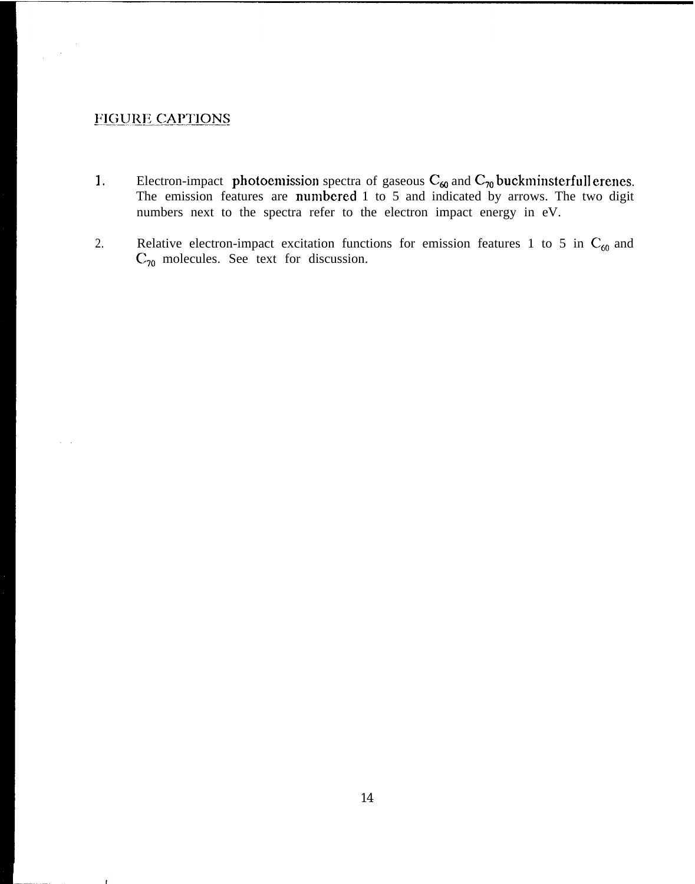# FIGURE CAPTIONS

1. Electron-impact photoemission spectra of gaseous $C_{60}$ and $C_{70}$ buckminsterfull erenes. The emission features are numbered 1 to 5 and indicated by arrows. The two digit numbers next to the spectra refer to the electron impact energy in eV.

2. Relative electron-impact excitation functions for emission features 1 to 5 in $C_{60}$ and $C_{70}$ molecules. See text for discussion.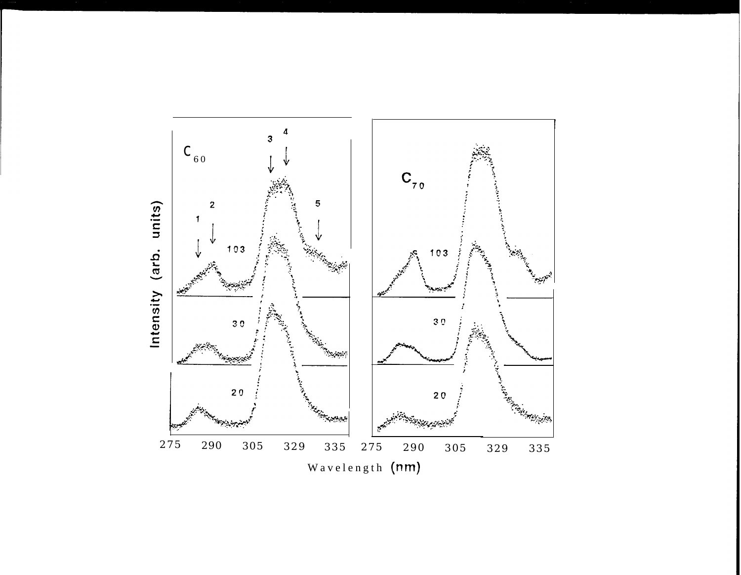$C_{60}$

$C_{70}$

1 2 3 4 5

103

30

20

Intensity (arb. units)

275 290 305 329 335 275 290 305 329 335

Wavelength (nm)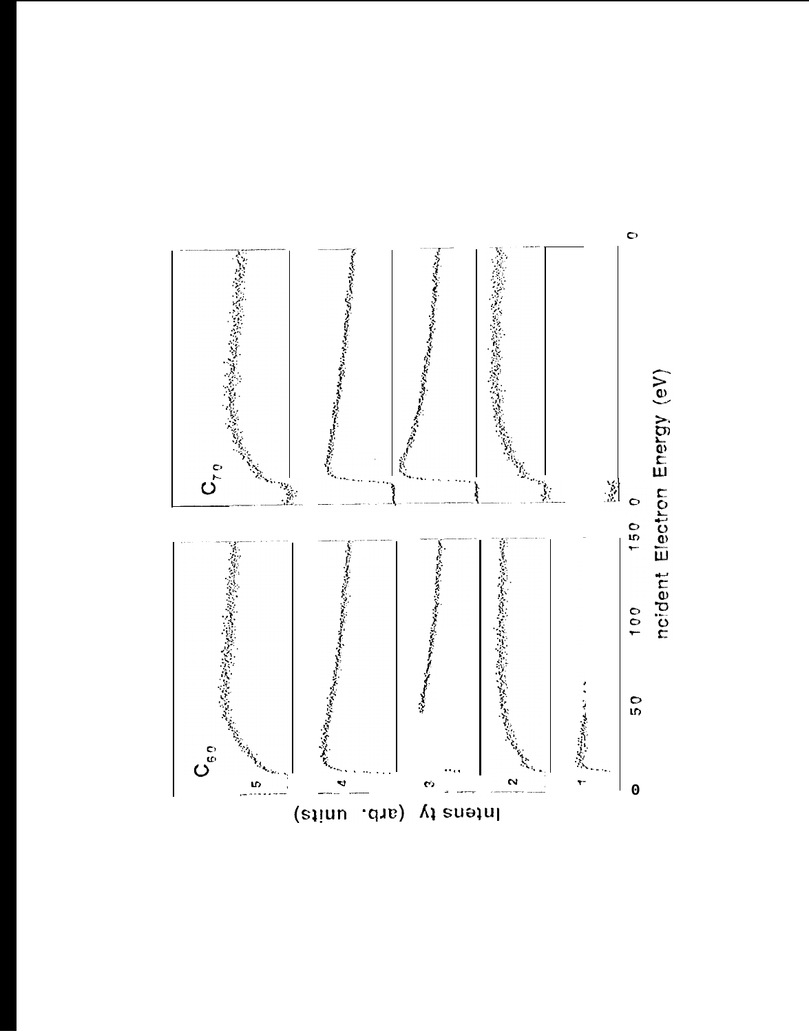Intensity (arb. units)

$C_{60}$

$C_{70}$

5

4

3

2

1

0

50

100

150

0

Incident Electron Energy (eV)